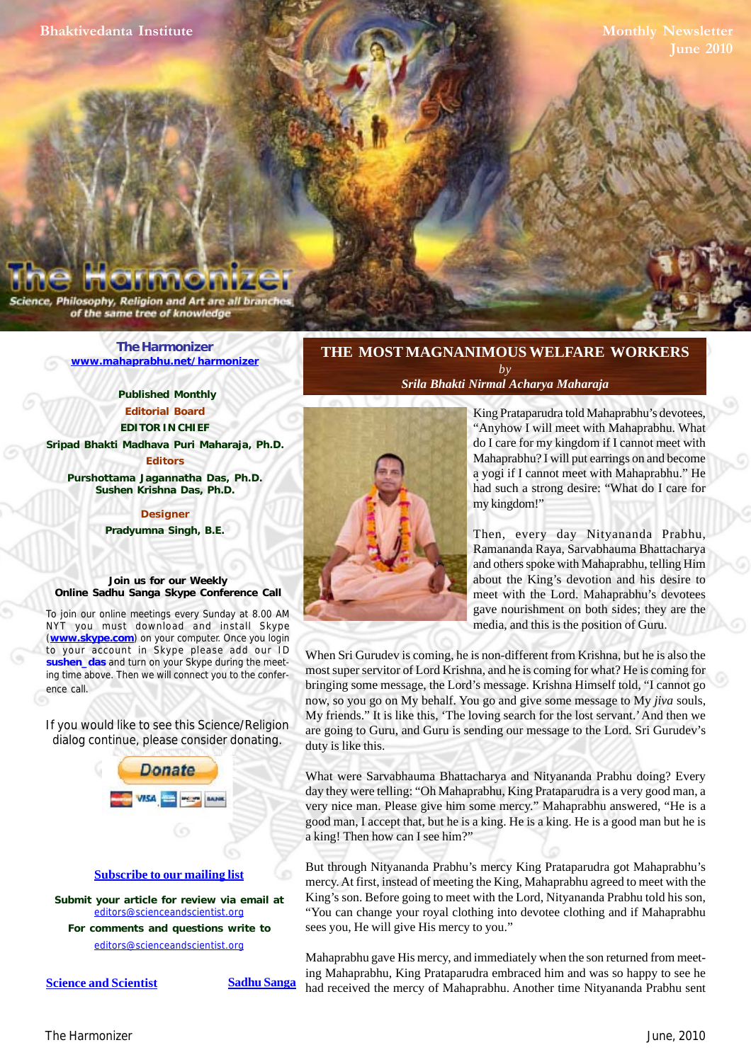Bhaktivedanta Institute

Monthly Newsletter
June 2010

# The Harmonizer

Science, Philosophy, Religion and Art are all branches of the same tree of knowledge

**The Harmonizer**
www.mahaprabhu.net/harmonizer

**Published Monthly**

**Editorial Board**

**EDITOR IN CHIEF**
**Sripad Bhakti Madhava Puri Maharaja, Ph.D.**

**Editors**
**Purshottama Jagannatha Das, Ph.D.**
**Sushen Krishna Das, Ph.D.**

**Designer**
**Pradyumna Singh, B.E.**

**Join us for our Weekly Online Sadhu Sanga Skype Conference Call**

To join our online meetings every Sunday at 8.00 AM NYT you must download and install Skype (**www.skype.com**) on your computer. Once you login to your account in Skype please add our ID **sushen_das** and turn on your Skype during the meeting time above. Then we will connect you to the conference call.

If you would like to see this Science/Religion dialog continue, please consider donating.

Donate

Subscribe to our mailing list

**Submit your article for review via email at** editors@scienceandscientist.org
**For comments and questions write to** editors@scienceandscientist.org

Science and Scientist    Sadhu Sanga

## THE MOST MAGNANIMOUS WELFARE WORKERS

*by*
*Srila Bhakti Nirmal Acharya Maharaja*

King Prataparudra told Mahaprabhu's devotees, "Anyhow I will meet with Mahaprabhu. What do I care for my kingdom if I cannot meet with Mahaprabhu? I will put earrings on and become a yogi if I cannot meet with Mahaprabhu." He had such a strong desire: "What do I care for my kingdom!"

Then, every day Nityananda Prabhu, Ramananda Raya, Sarvabhauma Bhattacharya and others spoke with Mahaprabhu, telling Him about the King's devotion and his desire to meet with the Lord. Mahaprabhu's devotees gave nourishment on both sides; they are the media, and this is the position of Guru.

When Sri Gurudev is coming, he is non-different from Krishna, but he is also the most super servitor of Lord Krishna, and he is coming for what? He is coming for bringing some message, the Lord's message. Krishna Himself told, "I cannot go now, so you go on My behalf. You go and give some message to My *jiva* souls, My friends." It is like this, 'The loving search for the lost servant.' And then we are going to Guru, and Guru is sending our message to the Lord. Sri Gurudev's duty is like this.

What were Sarvabhauma Bhattacharya and Nityananda Prabhu doing? Every day they were telling: "Oh Mahaprabhu, King Prataparudra is a very good man, a very nice man. Please give him some mercy." Mahaprabhu answered, "He is a good man, I accept that, but he is a king. He is a king. He is a good man but he is a king! Then how can I see him?"

But through Nityananda Prabhu's mercy King Prataparudra got Mahaprabhu's mercy. At first, instead of meeting the King, Mahaprabhu agreed to meet with the King's son. Before going to meet with the Lord, Nityananda Prabhu told his son, "You can change your royal clothing into devotee clothing and if Mahaprabhu sees you, He will give His mercy to you."

Mahaprabhu gave His mercy, and immediately when the son returned from meeting Mahaprabhu, King Prataparudra embraced him and was so happy to see he had received the mercy of Mahaprabhu. Another time Nityananda Prabhu sent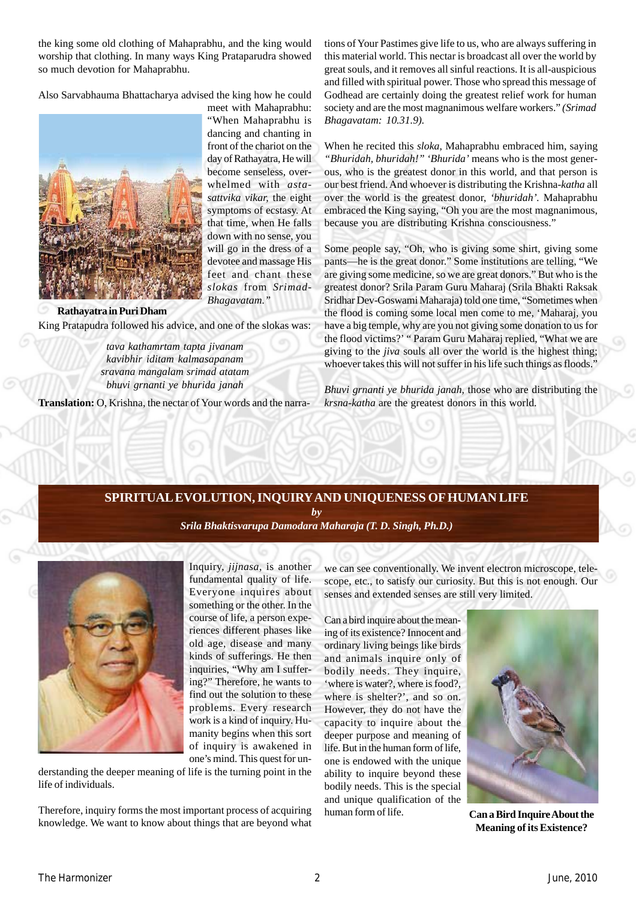the king some old clothing of Mahaprabhu, and the king would worship that clothing. In many ways King Prataparudra showed so much devotion for Mahaprabhu.

Also Sarvabhauma Bhattacharya advised the king how he could meet with Mahaprabhu: "When Mahaprabhu is dancing and chanting in front of the chariot on the day of Rathayatra, He will become senseless, overwhelmed with *asta-sattvika vikar,* the eight symptoms of ecstasy. At that time, when He falls down with no sense, you will go in the dress of a devotee and massage His feet and chant these *slokas* from *Srimad-Bhagavatam."*

**Rathayatra in Puri Dham**

King Pratapudra followed his advice, and one of the slokas was:

*tava kathamrtam tapta jivanam*
*kavibhir iditam kalmasapanam*
*sravana mangalam srimad atatam*
*bhuvi grnanti ye bhurida janah*

**Translation:** O, Krishna, the nectar of Your words and the narrations of Your Pastimes give life to us, who are always suffering in this material world. This nectar is broadcast all over the world by great souls, and it removes all sinful reactions. It is all-auspicious and filled with spiritual power. Those who spread this message of Godhead are certainly doing the greatest relief work for human society and are the most magnanimous welfare workers." *(Srimad Bhagavatam: 10.31.9).*

When he recited this *sloka,* Mahaprabhu embraced him, saying *"Bhuridah, bhuridah!" 'Bhurida'* means who is the most generous, who is the greatest donor in this world, and that person is our best friend. And whoever is distributing the Krishna-*katha* all over the world is the greatest donor, *'bhuridah'.* Mahaprabhu embraced the King saying, "Oh you are the most magnanimous, because you are distributing Krishna consciousness."

Some people say, "Oh, who is giving some shirt, giving some pants—he is the great donor." Some institutions are telling, "We are giving some medicine, so we are great donors." But who is the greatest donor? Srila Param Guru Maharaj (Srila Bhakti Raksak Sridhar Dev-Goswami Maharaja) told one time, "Sometimes when the flood is coming some local men come to me, 'Maharaj, you have a big temple, why are you not giving some donation to us for the flood victims?' " Param Guru Maharaj replied, "What we are giving to the *jiva* souls all over the world is the highest thing; whoever takes this will not suffer in his life such things as floods."

*Bhuvi grnanti ye bhurida janah,* those who are distributing the *krsna-katha* are the greatest donors in this world.

## SPIRITUAL EVOLUTION, INQUIRY AND UNIQUENESS OF HUMAN LIFE

***by***

***Srila Bhaktisvarupa Damodara Maharaja (T. D. Singh, Ph.D.)***

Inquiry, *jijnasa,* is another fundamental quality of life. Everyone inquires about something or the other. In the course of life, a person experiences different phases like old age, disease and many kinds of sufferings. He then inquiries, "Why am I suffering?" Therefore, he wants to find out the solution to these problems. Every research work is a kind of inquiry. Humanity begins when this sort of inquiry is awakened in one's mind. This quest for understanding the deeper meaning of life is the turning point in the life of individuals.

Therefore, inquiry forms the most important process of acquiring knowledge. We want to know about things that are beyond what we can see conventionally. We invent electron microscope, telescope, etc., to satisfy our curiosity. But this is not enough. Our senses and extended senses are still very limited.

Can a bird inquire about the meaning of its existence? Innocent and ordinary living beings like birds and animals inquire only of bodily needs. They inquire, 'where is water?, where is food?, where is shelter?', and so on. However, they do not have the capacity to inquire about the deeper purpose and meaning of life. But in the human form of life, one is endowed with the unique ability to inquire beyond these bodily needs. This is the special and unique qualification of the human form of life.

**Can a Bird Inquire About the Meaning of its Existence?**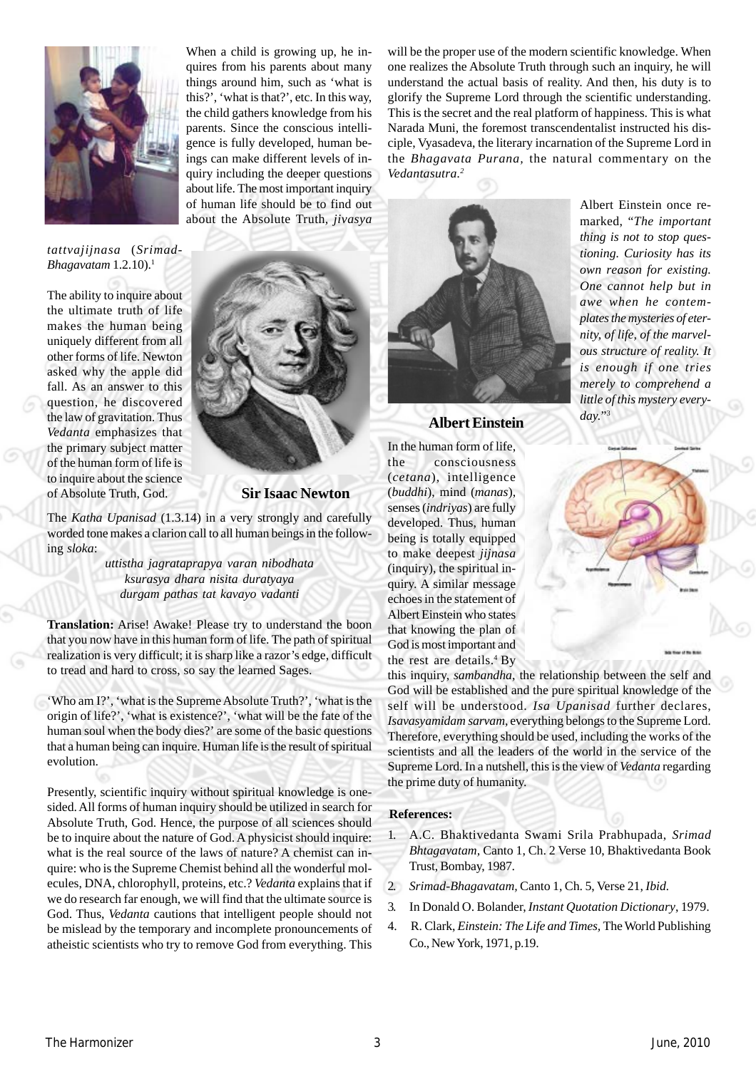When a child is growing up, he inquires from his parents about many things around him, such as 'what is this?', 'what is that?', etc. In this way, the child gathers knowledge from his parents. Since the conscious intelligence is fully developed, human beings can make different levels of inquiry including the deeper questions about life. The most important inquiry of human life should be to find out about the Absolute Truth, *jivasya tattvajijnasa* (*Srimad-Bhagavatam* 1.2.10).[1]

The ability to inquire about the ultimate truth of life makes the human being uniquely different from all other forms of life. Newton asked why the apple did fall. As an answer to this question, he discovered the law of gravitation. Thus *Vedanta* emphasizes that the primary subject matter of the human form of life is to inquire about the science of Absolute Truth, God.

**Sir Isaac Newton**

The *Katha Upanisad* (1.3.14) in a very strongly and carefully worded tone makes a clarion call to all human beings in the following *sloka*:

*uttistha jagrataprapya varan nibodhata*
*ksurasya dhara nisita duratyaya*
*durgam pathas tat kavayo vadanti*

**Translation:** Arise! Awake! Please try to understand the boon that you now have in this human form of life. The path of spiritual realization is very difficult; it is sharp like a razor's edge, difficult to tread and hard to cross, so say the learned Sages.

'Who am I?', 'what is the Supreme Absolute Truth?', 'what is the origin of life?', 'what is existence?', 'what will be the fate of the human soul when the body dies?' are some of the basic questions that a human being can inquire. Human life is the result of spiritual evolution.

Presently, scientific inquiry without spiritual knowledge is one-sided. All forms of human inquiry should be utilized in search for Absolute Truth, God. Hence, the purpose of all sciences should be to inquire about the nature of God. A physicist should inquire: what is the real source of the laws of nature? A chemist can inquire: who is the Supreme Chemist behind all the wonderful molecules, DNA, chlorophyll, proteins, etc.? *Vedanta* explains that if we do research far enough, we will find that the ultimate source is God. Thus, *Vedanta* cautions that intelligent people should not be mislead by the temporary and incomplete pronouncements of atheistic scientists who try to remove God from everything. This will be the proper use of the modern scientific knowledge. When one realizes the Absolute Truth through such an inquiry, he will understand the actual basis of reality. And then, his duty is to glorify the Supreme Lord through the scientific understanding. This is the secret and the real platform of happiness. This is what Narada Muni, the foremost transcendentalist instructed his disciple, Vyasadeva, the literary incarnation of the Supreme Lord in the *Bhagavata Purana,* the natural commentary on the *Vedantasutra.*[2]

Albert Einstein once remarked, "*The important thing is not to stop questioning. Curiosity has its own reason for existing. One cannot help but in awe when he contemplates the mysteries of eternity, of life, of the marvelous structure of reality. It is enough if one tries merely to comprehend a little of this mystery everyday.*"[3]

**Albert Einstein**

In the human form of life, the consciousness (*cetana*), intelligence (*buddhi*), mind (*manas*), senses (*indriyas*) are fully developed. Thus, human being is totally equipped to make deepest *jijnasa* (inquiry), the spiritual inquiry. A similar message echoes in the statement of Albert Einstein who states that knowing the plan of God is most important and the rest are details.[4] By this inquiry, *sambandha*, the relationship between the self and God will be established and the pure spiritual knowledge of the self will be understood. *Isa Upanisad* further declares, *Isavasyamidam sarvam*, everything belongs to the Supreme Lord. Therefore, everything should be used, including the works of the scientists and all the leaders of the world in the service of the Supreme Lord. In a nutshell, this is the view of *Vedanta* regarding the prime duty of humanity.

**References:**

1. A.C. Bhaktivedanta Swami Srila Prabhupada, *Srimad Bhtagavatam*, Canto 1, Ch. 2 Verse 10, Bhaktivedanta Book Trust, Bombay, 1987.
2. *Srimad-Bhagavatam*, Canto 1, Ch. 5, Verse 21, *Ibid.*
3. In Donald O. Bolander, *Instant Quotation Dictionary*, 1979.
4. R. Clark, *Einstein: The Life and Times*, The World Publishing Co., New York, 1971, p.19.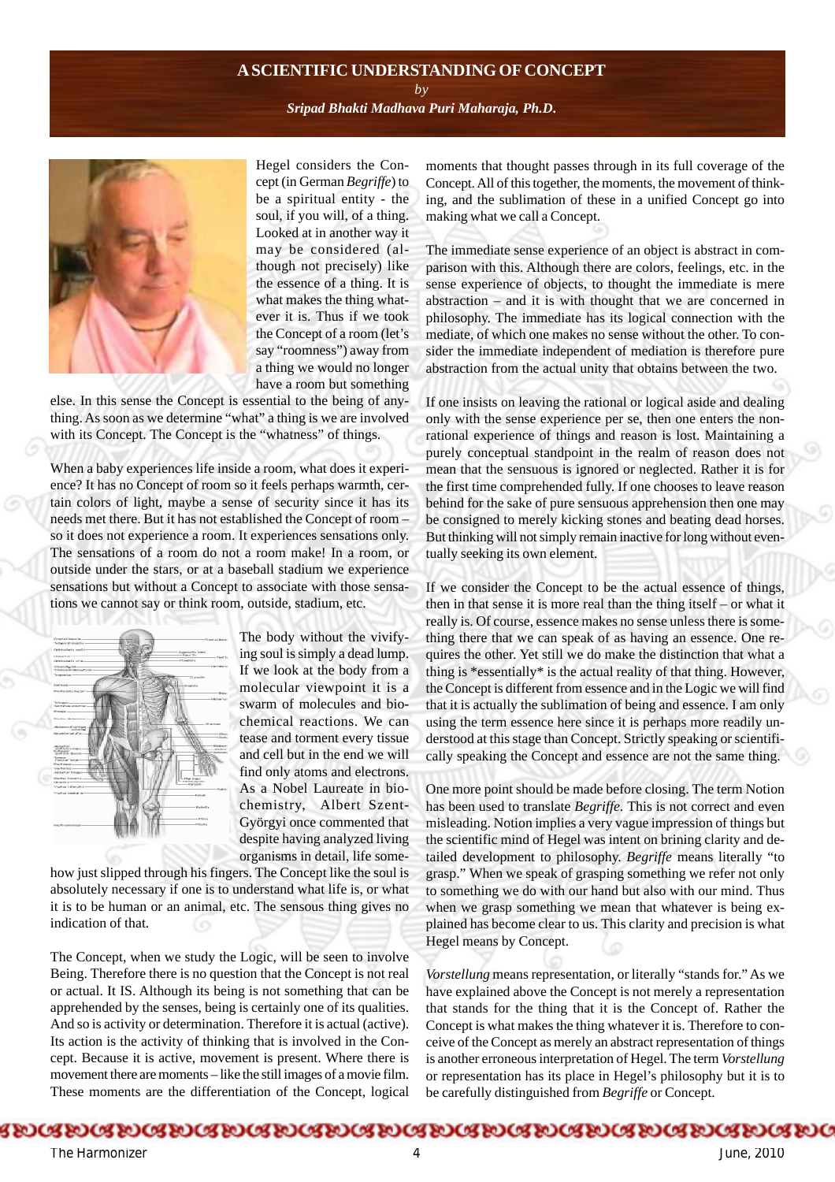# A SCIENTIFIC UNDERSTANDING OF CONCEPT

*by*

***Sripad Bhakti Madhava Puri Maharaja, Ph.D.***

Hegel considers the Concept (in German *Begriffe*) to be a spiritual entity - the soul, if you will, of a thing. Looked at in another way it may be considered (although not precisely) like the essence of a thing. It is what makes the thing whatever it is. Thus if we took the Concept of a room (let's say "roomness") away from a thing we would no longer have a room but something else. In this sense the Concept is essential to the being of anything. As soon as we determine "what" a thing is we are involved with its Concept. The Concept is the "whatness" of things.

When a baby experiences life inside a room, what does it experience? It has no Concept of room so it feels perhaps warmth, certain colors of light, maybe a sense of security since it has its needs met there. But it has not established the Concept of room – so it does not experience a room. It experiences sensations only. The sensations of a room do not a room make! In a room, or outside under the stars, or at a baseball stadium we experience sensations but without a Concept to associate with those sensations we cannot say or think room, outside, stadium, etc.

The body without the vivifying soul is simply a dead lump. If we look at the body from a molecular viewpoint it is a swarm of molecules and biochemical reactions. We can tease and torment every tissue and cell but in the end we will find only atoms and electrons. As a Nobel Laureate in biochemistry, Albert Szent-Györgyi once commented that despite having analyzed living organisms in detail, life somehow just slipped through his fingers. The Concept like the soul is absolutely necessary if one is to understand what life is, or what it is to be human or an animal, etc. The sensous thing gives no indication of that.

The Concept, when we study the Logic, will be seen to involve Being. Therefore there is no question that the Concept is not real or actual. It IS. Although its being is not something that can be apprehended by the senses, being is certainly one of its qualities. And so is activity or determination. Therefore it is actual (active). Its action is the activity of thinking that is involved in the Concept. Because it is active, movement is present. Where there is movement there are moments – like the still images of a movie film. These moments are the differentiation of the Concept, logical moments that thought passes through in its full coverage of the Concept. All of this together, the moments, the movement of thinking, and the sublimation of these in a unified Concept go into making what we call a Concept.

The immediate sense experience of an object is abstract in comparison with this. Although there are colors, feelings, etc. in the sense experience of objects, to thought the immediate is mere abstraction – and it is with thought that we are concerned in philosophy. The immediate has its logical connection with the mediate, of which one makes no sense without the other. To consider the immediate independent of mediation is therefore pure abstraction from the actual unity that obtains between the two.

If one insists on leaving the rational or logical aside and dealing only with the sense experience per se, then one enters the non-rational experience of things and reason is lost. Maintaining a purely conceptual standpoint in the realm of reason does not mean that the sensuous is ignored or neglected. Rather it is for the first time comprehended fully. If one chooses to leave reason behind for the sake of pure sensuous apprehension then one may be consigned to merely kicking stones and beating dead horses. But thinking will not simply remain inactive for long without eventually seeking its own element.

If we consider the Concept to be the actual essence of things, then in that sense it is more real than the thing itself – or what it really is. Of course, essence makes no sense unless there is something there that we can speak of as having an essence. One requires the other. Yet still we do make the distinction that what a thing is *essentially* is the actual reality of that thing. However, the Concept is different from essence and in the Logic we will find that it is actually the sublimation of being and essence. I am only using the term essence here since it is perhaps more readily understood at this stage than Concept. Strictly speaking or scientifically speaking the Concept and essence are not the same thing.

One more point should be made before closing. The term Notion has been used to translate *Begriffe*. This is not correct and even misleading. Notion implies a very vague impression of things but the scientific mind of Hegel was intent on brining clarity and detailed development to philosophy. *Begriffe* means literally "to grasp." When we speak of grasping something we refer not only to something we do with our hand but also with our mind. Thus when we grasp something we mean that whatever is being explained has become clear to us. This clarity and precision is what Hegel means by Concept.

*Vorstellung* means representation, or literally "stands for." As we have explained above the Concept is not merely a representation that stands for the thing that it is the Concept of. Rather the Concept is what makes the thing whatever it is. Therefore to conceive of the Concept as merely an abstract representation of things is another erroneous interpretation of Hegel. The term *Vorstellung* or representation has its place in Hegel's philosophy but it is to be carefully distinguished from *Begriffe* or Concept.